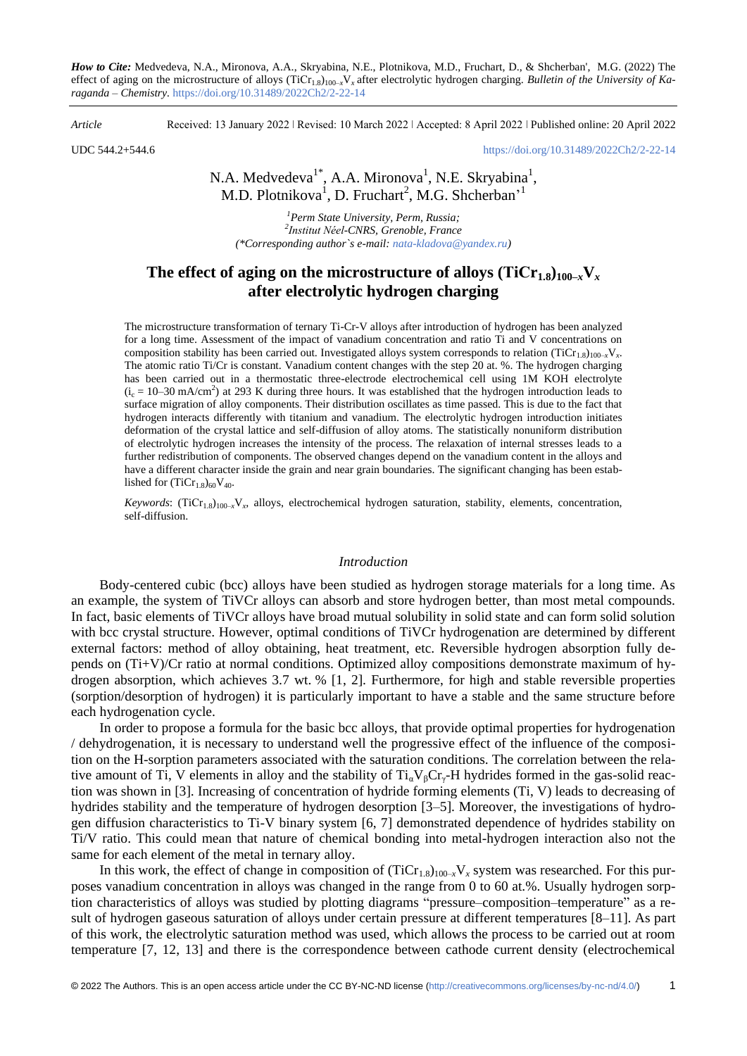*How to Cite:* Medvedeva, N.A., Mironova, A.A., Skryabina, N.E., Plotnikova, M.D., Fruchart, D., & Shcherban', M.G. (2022) The effect of aging on the microstructure of alloys $(TiCr_{1.8})_{100-x}V_x$ after electrolytic hydrogen charging. *Bulletin of the University of Karaganda – Chemistry*. https://doi.org/10.31489/2022Ch2/2-22-14

*Article* Received: 13 January 2022 ǀ Revised: 10 March 2022 ǀ Accepted: 8 April 2022 ǀ Published online: 20 April 2022

UDC 544.2+544.6 https://doi.org/10.31489/2022Ch2/2-22-14

N.A. Medvedeva[1*], A.A. Mironova[1], N.E. Skryabina[1], M.D. Plotnikova[1], D. Fruchart[2], M.G. Shcherban'[1]

[1]*Perm State University, Perm, Russia;*
[2]*Institut Néel-CNRS, Grenoble, France*
*(\*Corresponding author`s e-mail: nata-kladova@yandex.ru)*

# The effect of aging on the microstructure of alloys $(TiCr_{1.8})_{100-x}V_x$ after electrolytic hydrogen charging

The microstructure transformation of ternary Ti-Cr-V alloys after introduction of hydrogen has been analyzed for a long time. Assessment of the impact of vanadium concentration and ratio Ti and V concentrations on composition stability has been carried out. Investigated alloys system corresponds to relation $(TiCr_{1.8})_{100-x}V_x$. The atomic ratio Ti/Cr is constant. Vanadium content changes with the step 20 at. %. The hydrogen charging has been carried out in a thermostatic three-electrode electrochemical cell using 1M KOH electrolyte ($i_c$ = 10–30 mA/cm$^2$) at 293 K during three hours. It was established that the hydrogen introduction leads to surface migration of alloy components. Their distribution oscillates as time passed. This is due to the fact that hydrogen interacts differently with titanium and vanadium. The electrolytic hydrogen introduction initiates deformation of the crystal lattice and self-diffusion of alloy atoms. The statistically nonuniform distribution of electrolytic hydrogen increases the intensity of the process. The relaxation of internal stresses leads to a further redistribution of components. The observed changes depend on the vanadium content in the alloys and have a different character inside the grain and near grain boundaries. The significant changing has been established for $(TiCr_{1.8})_{60}V_{40}$.

*Keywords*: $(TiCr_{1.8})_{100-x}V_x$, alloys, electrochemical hydrogen saturation, stability, elements, concentration, self-diffusion.

## *Introduction*

Body-centered cubic (bcc) alloys have been studied as hydrogen storage materials for a long time. As an example, the system of TiVCr alloys can absorb and store hydrogen better, than most metal compounds. In fact, basic elements of TiVCr alloys have broad mutual solubility in solid state and can form solid solution with bcc crystal structure. However, optimal conditions of TiVCr hydrogenation are determined by different external factors: method of alloy obtaining, heat treatment, etc. Reversible hydrogen absorption fully depends on (Ti+V)/Cr ratio at normal conditions. Optimized alloy compositions demonstrate maximum of hydrogen absorption, which achieves 3.7 wt. % [1, 2]. Furthermore, for high and stable reversible properties (sorption/desorption of hydrogen) it is particularly important to have a stable and the same structure before each hydrogenation cycle.

In order to propose a formula for the basic bcc alloys, that provide optimal properties for hydrogenation / dehydrogenation, it is necessary to understand well the progressive effect of the influence of the composition on the H-sorption parameters associated with the saturation conditions. The correlation between the relative amount of Ti, V elements in alloy and the stability of $Ti_\alpha V_\beta Cr_\gamma$-H hydrides formed in the gas-solid reaction was shown in [3]. Increasing of concentration of hydride forming elements (Ti, V) leads to decreasing of hydrides stability and the temperature of hydrogen desorption [3–5]. Moreover, the investigations of hydrogen diffusion characteristics to Ti-V binary system [6, 7] demonstrated dependence of hydrides stability on Ti/V ratio. This could mean that nature of chemical bonding into metal-hydrogen interaction also not the same for each element of the metal in ternary alloy.

In this work, the effect of change in composition of $(TiCr_{1.8})_{100-x}V_x$ system was researched. For this purposes vanadium concentration in alloys was changed in the range from 0 to 60 at.%. Usually hydrogen sorption characteristics of alloys was studied by plotting diagrams "pressure–composition–temperature" as a result of hydrogen gaseous saturation of alloys under certain pressure at different temperatures [8–11]. As part of this work, the electrolytic saturation method was used, which allows the process to be carried out at room temperature [7, 12, 13] and there is the correspondence between cathode current density (electrochemical

© 2022 The Authors. This is an open access article under the CC BY-NC-ND license (http://creativecommons.org/licenses/by-nc-nd/4.0/)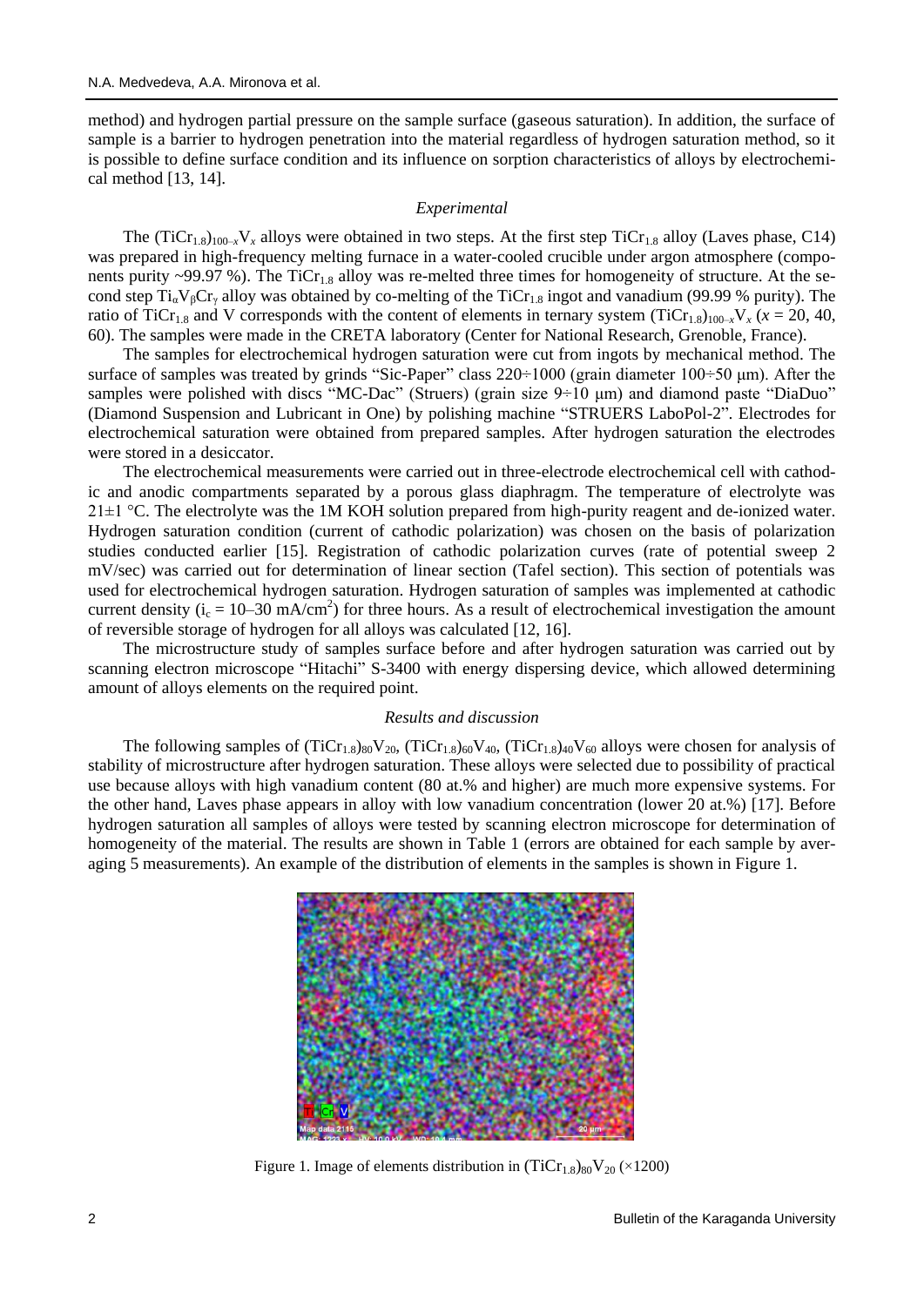method) and hydrogen partial pressure on the sample surface (gaseous saturation). In addition, the surface of sample is a barrier to hydrogen penetration into the material regardless of hydrogen saturation method, so it is possible to define surface condition and its influence on sorption characteristics of alloys by electrochemical method [13, 14].

### *Experimental*

The $(TiCr_{1.8})_{100-x}V_x$ alloys were obtained in two steps. At the first step $TiCr_{1.8}$ alloy (Laves phase, C14) was prepared in high-frequency melting furnace in a water-cooled crucible under argon atmosphere (components purity ~99.97 %). The $TiCr_{1.8}$ alloy was re-melted three times for homogeneity of structure. At the second step $Ti_\alpha V_\beta Cr_\gamma$ alloy was obtained by co-melting of the $TiCr_{1.8}$ ingot and vanadium (99.99 % purity). The ratio of $TiCr_{1.8}$ and V corresponds with the content of elements in ternary system $(TiCr_{1.8})_{100-x}V_x$ ($x$ = 20, 40, 60). The samples were made in the CRETA laboratory (Center for National Research, Grenoble, France).

The samples for electrochemical hydrogen saturation were cut from ingots by mechanical method. The surface of samples was treated by grinds "Sic-Paper" class 220÷1000 (grain diameter 100÷50 μm). After the samples were polished with discs "MC-Dac" (Struers) (grain size 9÷10 μm) and diamond paste "DiaDuo" (Diamond Suspension and Lubricant in One) by polishing machine "STRUERS LaboPol-2". Electrodes for electrochemical saturation were obtained from prepared samples. After hydrogen saturation the electrodes were stored in a desiccator.

The electrochemical measurements were carried out in three-electrode electrochemical cell with cathodic and anodic compartments separated by a porous glass diaphragm. The temperature of electrolyte was 21±1 °C. The electrolyte was the 1M KOH solution prepared from high-purity reagent and de-ionized water. Hydrogen saturation condition (current of cathodic polarization) was chosen on the basis of polarization studies conducted earlier [15]. Registration of cathodic polarization curves (rate of potential sweep 2 mV/sec) was carried out for determination of linear section (Tafel section). This section of potentials was used for electrochemical hydrogen saturation. Hydrogen saturation of samples was implemented at cathodic current density ($i_c$ = 10–30 mA/cm$^2$) for three hours. As a result of electrochemical investigation the amount of reversible storage of hydrogen for all alloys was calculated [12, 16].

The microstructure study of samples surface before and after hydrogen saturation was carried out by scanning electron microscope "Hitachi" S-3400 with energy dispersing device, which allowed determining amount of alloys elements on the required point.

### *Results and discussion*

The following samples of $(TiCr_{1.8})_{80}V_{20}$, $(TiCr_{1.8})_{60}V_{40}$, $(TiCr_{1.8})_{40}V_{60}$ alloys were chosen for analysis of stability of microstructure after hydrogen saturation. These alloys were selected due to possibility of practical use because alloys with high vanadium content (80 at.% and higher) are much more expensive systems. For the other hand, Laves phase appears in alloy with low vanadium concentration (lower 20 at.%) [17]. Before hydrogen saturation all samples of alloys were tested by scanning electron microscope for determination of homogeneity of the material. The results are shown in Table 1 (errors are obtained for each sample by averaging 5 measurements). An example of the distribution of elements in the samples is shown in Figure 1.

Figure 1. Image of elements distribution in $(TiCr_{1.8})_{80}V_{20}$ (×1200)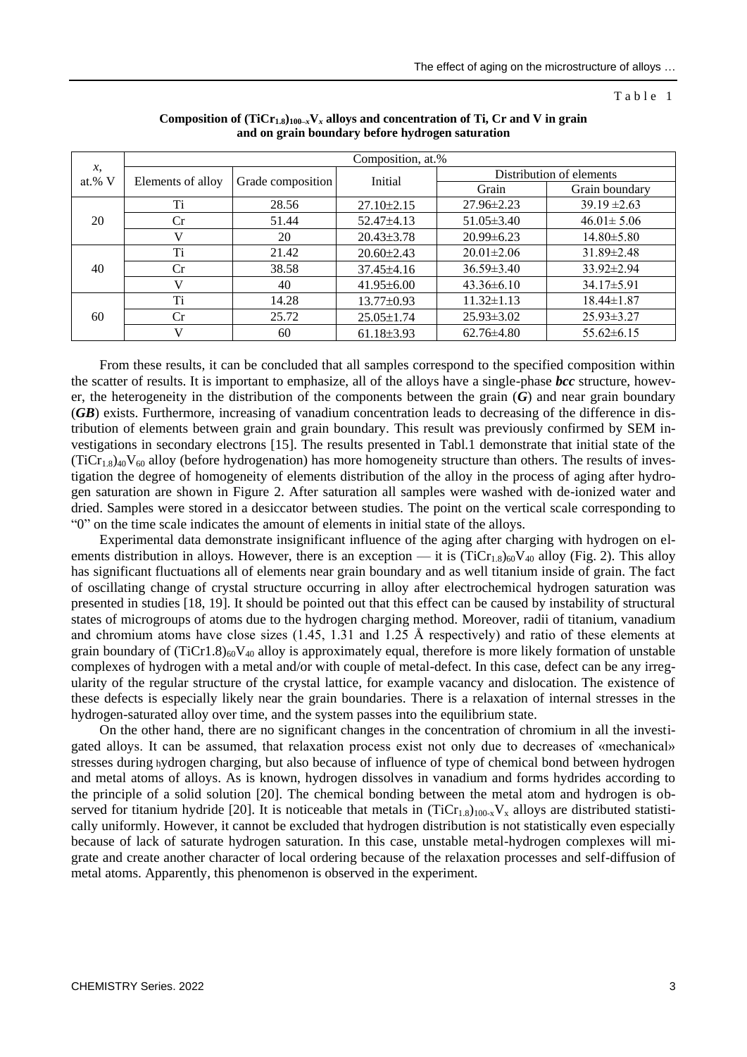Table 1

**Composition of $(TiCr_{1.8})_{100-x}V_x$ alloys and concentration of Ti, Cr and V in grain and on grain boundary before hydrogen saturation**

| *x*, at.% V | Composition, at.% | | | | |
|---|---|---|---|---|---|
| | Elements of alloy | Grade composition | Initial | Distribution of elements | |
| | | | | Grain | Grain boundary |
| 20 | Ti | 28.56 | 27.10±2.15 | 27.96±2.23 | 39.19 ±2.63 |
| | Cr | 51.44 | 52.47±4.13 | 51.05±3.40 | 46.01± 5.06 |
| | V | 20 | 20.43±3.78 | 20.99±6.23 | 14.80±5.80 |
| 40 | Ti | 21.42 | 20.60±2.43 | 20.01±2.06 | 31.89±2.48 |
| | Cr | 38.58 | 37.45±4.16 | 36.59±3.40 | 33.92±2.94 |
| | V | 40 | 41.95±6.00 | 43.36±6.10 | 34.17±5.91 |
| 60 | Ti | 14.28 | 13.77±0.93 | 11.32±1.13 | 18.44±1.87 |
| | Cr | 25.72 | 25.05±1.74 | 25.93±3.02 | 25.93±3.27 |
| | V | 60 | 61.18±3.93 | 62.76±4.80 | 55.62±6.15 |

From these results, it can be concluded that all samples correspond to the specified composition within the scatter of results. It is important to emphasize, all of the alloys have a single-phase ***bcc*** structure, however, the heterogeneity in the distribution of the components between the grain (***G***) and near grain boundary (***GB***) exists. Furthermore, increasing of vanadium concentration leads to decreasing of the difference in distribution of elements between grain and grain boundary. This result was previously confirmed by SEM investigations in secondary electrons [15]. The results presented in Tabl.1 demonstrate that initial state of the $(TiCr_{1.8})_{40}V_{60}$ alloy (before hydrogenation) has more homogeneity structure than others. The results of investigation the degree of homogeneity of elements distribution of the alloy in the process of aging after hydrogen saturation are shown in Figure 2. After saturation all samples were washed with de-ionized water and dried. Samples were stored in a desiccator between studies. The point on the vertical scale corresponding to "0" on the time scale indicates the amount of elements in initial state of the alloys.

Experimental data demonstrate insignificant influence of the aging after charging with hydrogen on elements distribution in alloys. However, there is an exception — it is $(TiCr_{1.8})_{60}V_{40}$ alloy (Fig. 2). This alloy has significant fluctuations all of elements near grain boundary and as well titanium inside of grain. The fact of oscillating change of crystal structure occurring in alloy after electrochemical hydrogen saturation was presented in studies [18, 19]. It should be pointed out that this effect can be caused by instability of structural states of microgroups of atoms due to the hydrogen charging method. Moreover, radii of titanium, vanadium and chromium atoms have close sizes (1.45, 1.31 and 1.25 Å respectively) and ratio of these elements at grain boundary of $(TiCr1.8)_{60}V_{40}$ alloy is approximately equal, therefore is more likely formation of unstable complexes of hydrogen with a metal and/or with couple of metal-defect. In this case, defect can be any irregularity of the regular structure of the crystal lattice, for example vacancy and dislocation. The existence of these defects is especially likely near the grain boundaries. There is a relaxation of internal stresses in the hydrogen-saturated alloy over time, and the system passes into the equilibrium state.

On the other hand, there are no significant changes in the concentration of chromium in all the investigated alloys. It can be assumed, that relaxation process exist not only due to decreases of «mechanical» stresses during hydrogen charging, but also because of influence of type of chemical bond between hydrogen and metal atoms of alloys. As is known, hydrogen dissolves in vanadium and forms hydrides according to the principle of a solid solution [20]. The chemical bonding between the metal atom and hydrogen is observed for titanium hydride [20]. It is noticeable that metals in $(TiCr_{1.8})_{100-x}V_x$ alloys are distributed statistically uniformly. However, it cannot be excluded that hydrogen distribution is not statistically even especially because of lack of saturate hydrogen saturation. In this case, unstable metal-hydrogen complexes will migrate and create another character of local ordering because of the relaxation processes and self-diffusion of metal atoms. Apparently, this phenomenon is observed in the experiment.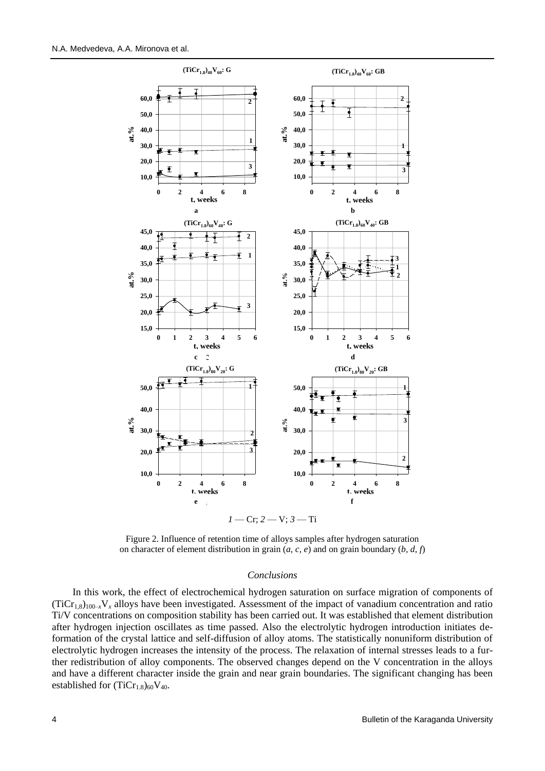*1* — Cr; *2* — V; *3* — Ti

Figure 2. Influence of retention time of alloys samples after hydrogen saturation on character of element distribution in grain (*a*, *c*, *e*) and on grain boundary (*b*, *d*, *f*)

## *Conclusions*

In this work, the effect of electrochemical hydrogen saturation on surface migration of components of $(TiCr_{1,8})_{100-x}V_x$ alloys have been investigated. Assessment of the impact of vanadium concentration and ratio Ti/V concentrations on composition stability has been carried out. It was established that element distribution after hydrogen injection oscillates as time passed. Also the electrolytic hydrogen introduction initiates deformation of the crystal lattice and self-diffusion of alloy atoms. The statistically nonuniform distribution of electrolytic hydrogen increases the intensity of the process. The relaxation of internal stresses leads to a further redistribution of alloy components. The observed changes depend on the V concentration in the alloys and have a different character inside the grain and near grain boundaries. The significant changing has been established for $(TiCr_{1.8})_{60}V_{40}$.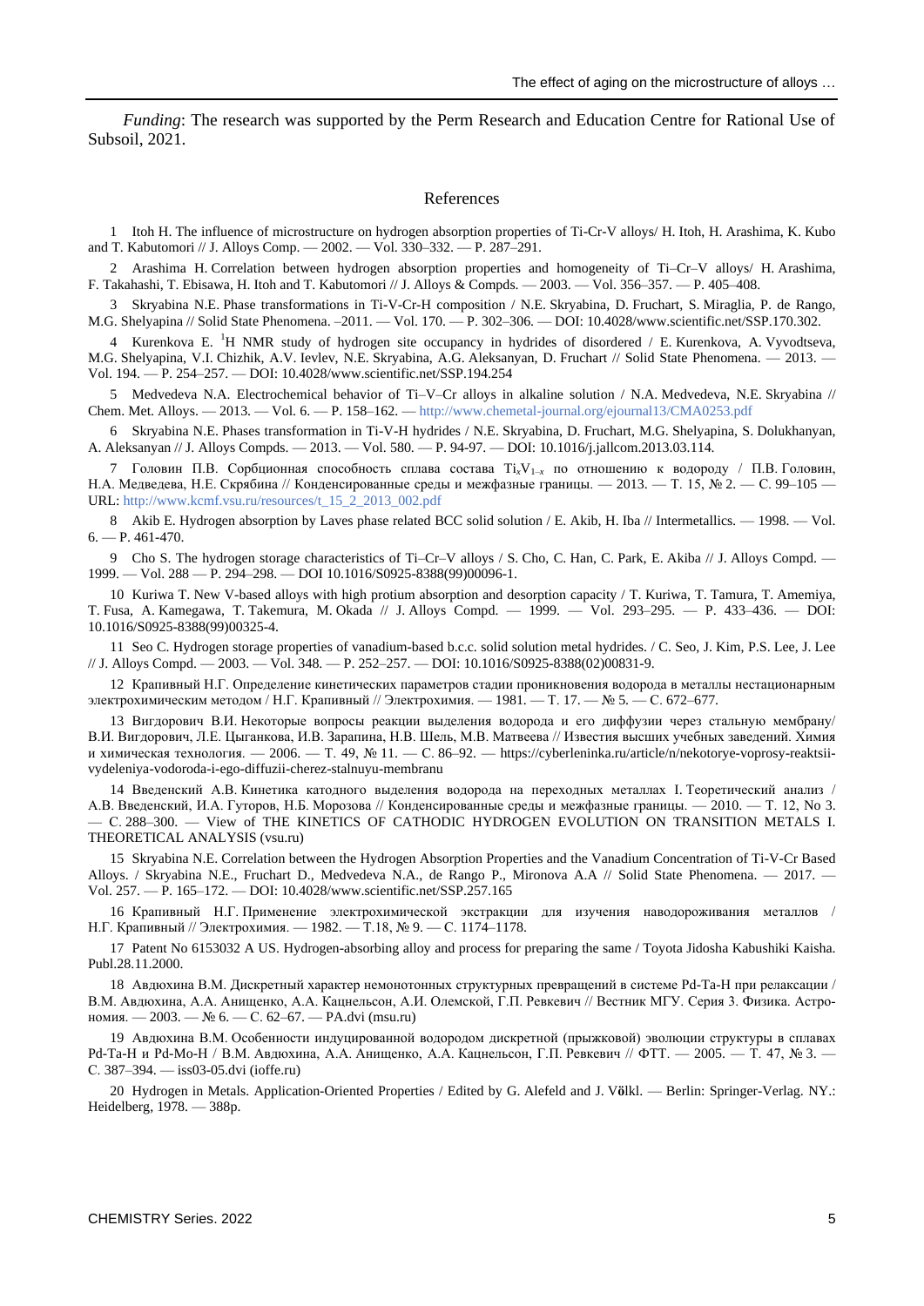*Funding*: The research was supported by the Perm Research and Education Centre for Rational Use of Subsoil, 2021.

## References

1 Itoh H. The influence of microstructure on hydrogen absorption properties of Ti-Cr-V alloys/ H. Itoh, H. Arashima, K. Kubo and T. Kabutomori // J. Alloys Comp. — 2002. — Vol. 330–332. — P. 287–291.

2 Arashima H. Correlation between hydrogen absorption properties and homogeneity of Ti–Cr–V alloys/ H. Arashima, F. Takahashi, T. Ebisawa, H. Itoh and T. Kabutomori // J. Alloys & Compds. — 2003. — Vol. 356–357. — P. 405–408.

3 Skryabina N.E. Phase transformations in Ti-V-Cr-H composition / N.E. Skryabina, D. Fruchart, S. Miraglia, P. de Rango, M.G. Shelyapina // Solid State Phenomena. –2011. — Vol. 170. — P. 302–306. — DOI: 10.4028/www.scientific.net/SSP.170.302.

4 Kurenkova E. $^{1}$H NMR study of hydrogen site occupancy in hydrides of disordered / E. Kurenkova, A. Vyvodtseva, M.G. Shelyapina, V.I. Chizhik, A.V. Ievlev, N.E. Skryabina, A.G. Aleksanyan, D. Fruchart // Solid State Phenomena. — 2013. — Vol. 194. — P. 254–257. — DOI: 10.4028/www.scientific.net/SSP.194.254

5 Medvedeva N.A. Electrochemical behavior of Ti–V–Cr alloys in alkaline solution / N.A. Medvedeva, N.E. Skryabina // Chem. Met. Alloys. — 2013. — Vol. 6. — P. 158–162. — http://www.chemetal-journal.org/ejournal13/CMA0253.pdf

6 Skryabina N.E. Phases transformation in Ti-V-H hydrides / N.E. Skryabina, D. Fruchart, M.G. Shelyapina, S. Dolukhanyan, A. Aleksanyan // J. Alloys Compds. — 2013. — Vol. 580. — P. 94-97. — DOI: 10.1016/j.jallcom.2013.03.114.

7 Головин П.В. Сорбционная способность сплава состава $Ti_xV_{1-x}$ по отношению к водороду / П.В. Головин, Н.А. Медведева, Н.Е. Скрябина // Конденсированные среды и межфазные границы. — 2013. — Т. 15, № 2. — С. 99–105 — URL: http://www.kcmf.vsu.ru/resources/t_15_2_2013_002.pdf

8 Akib E. Hydrogen absorption by Laves phase related BCC solid solution / E. Akib, H. Iba // Intermetallics. — 1998. — Vol. 6. — P. 461-470.

9 Cho S. The hydrogen storage characteristics of Ti–Cr–V alloys / S. Cho, C. Han, C. Park, E. Akiba // J. Alloys Compd. — 1999. — Vol. 288 — P. 294–298. — DOI 10.1016/S0925-8388(99)00096-1.

10 Kuriwa T. New V-based alloys with high protium absorption and desorption capacity / T. Kuriwa, T. Tamura, T. Amemiya, T. Fusa, A. Kamegawa, T. Takemura, M. Okada // J. Alloys Compd. — 1999. — Vol. 293–295. — P. 433–436. — DOI: 10.1016/S0925-8388(99)00325-4.

11 Seo C. Hydrogen storage properties of vanadium-based b.c.c. solid solution metal hydrides. / C. Seo, J. Kim, P.S. Lee, J. Lee // J. Alloys Compd. — 2003. — Vol. 348. — P. 252–257. — DOI: 10.1016/S0925-8388(02)00831-9.

12 Крапивный Н.Г. Определение кинетических параметров стадии проникновения водорода в металлы нестационарным электрохимическим методом / Н.Г. Крапивный // Электрохимия. — 1981. — Т. 17. — № 5. — С. 672–677.

13 Вигдорович В.И. Некоторые вопросы реакции выделения водорода и его диффузии через стальную мембрану/ В.И. Вигдорович, Л.Е. Цыганкова, И.В. Зарапина, Н.В. Шель, М.В. Матвеева // Известия высших учебных заведений. Химия и химическая технология. — 2006. — Т. 49, № 11. — С. 86–92. — https://cyberleninka.ru/article/n/nekotorye-voprosy-reaktsii-vydeleniya-vodoroda-i-ego-diffuzii-cherez-stalnuyu-membranu

14 Введенский А.В. Кинетика катодного выделения водорода на переходных металлах I. Теоретический анализ / А.В. Введенский, И.А. Гуторов, Н.Б. Морозова // Конденсированные среды и межфазные границы. — 2010. — Т. 12, No 3. — С. 288–300. — View of THE KINETICS OF CATHODIC HYDROGEN EVOLUTION ON TRANSITION METALS I. THEORETICAL ANALYSIS (vsu.ru)

15 Skryabina N.E. Correlation between the Hydrogen Absorption Properties and the Vanadium Concentration of Ti-V-Cr Based Alloys. / Skryabina N.E., Fruchart D., Medvedeva N.A., de Rango P., Mironova A.A // Solid State Phenomena. — 2017. — Vol. 257. — P. 165–172. — DOI: 10.4028/www.scientific.net/SSP.257.165

16 Крапивный Н.Г. Применение электрохимической экстракции для изучения наводороживания металлов / Н.Г. Крапивный // Электрохимия. — 1982. — Т.18, № 9. — С. 1174–1178.

17 Patent No 6153032 A US. Hydrogen-absorbing alloy and process for preparing the same / Toyota Jidosha Kabushiki Kaisha. Publ.28.11.2000.

18 Авдюхина В.М. Дискретный характер немонотонных структурных превращений в системе Pd-Ta-H при релаксации / В.М. Авдюхина, А.А. Анищенко, А.А. Кацнельсон, А.И. Олемской, Г.П. Ревкевич // Вестник МГУ. Серия 3. Физика. Астрономия. — 2003. — № 6. — С. 62–67. — PA.dvi (msu.ru)

19 Авдюхина В.М. Особенности индуцированной водородом дискретной (прыжковой) эволюции структуры в сплавах Pd-Ta-H и Pd-Mo-H / В.М. Авдюхина, А.А. Анищенко, А.А. Кацнельсон, Г.П. Ревкевич // ФТТ. — 2005. — Т. 47, № 3. — С. 387–394. — iss03-05.dvi (ioffe.ru)

20 Hydrogen in Metals. Application-Oriented Properties / Edited by G. Alefeld and J. Völkl. — Berlin: Springer-Verlag. NY.: Heidelberg, 1978. — 388p.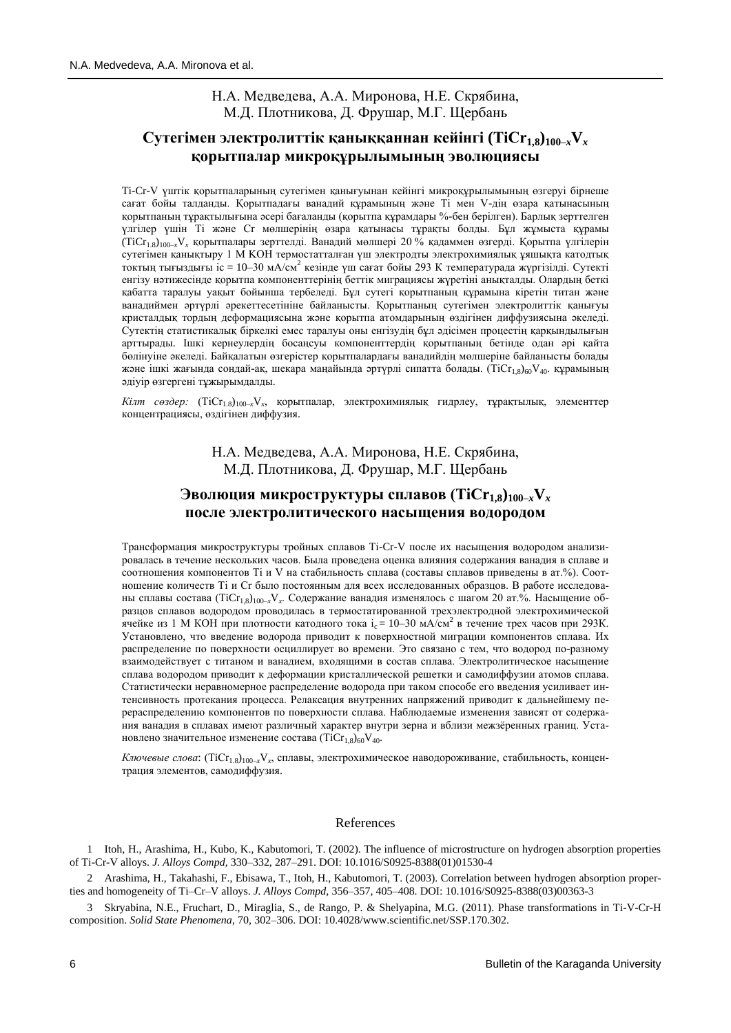Н.А. Медведева, А.А. Миронова, Н.Е. Скрябина,
М.Д. Плотникова, Д. Фрушар, М.Г. Щербань

## Сутегімен электролиттік қаныққаннан кейінгі $(TiCr_{1,8})_{100-x}V_x$ қорытпалар микроқұрылымының эволюциясы

Ti-Cr-V үштік қорытпаларының сутегімен қанығуынан кейінгі микроқұрылымының өзгеруі бірнеше сағат бойы талданды. Қорытпадағы ванадий құрамының және Ti мен V-дің өзара қатынасының қорытпаның тұрақтылығына әсері бағаланды (қорытпа құрамдары %-бен берілген). Барлық зерттелген үлгілер үшін Ti және Cr мөлшерінің өзара қатынасы тұрақты болды. Бұл жұмыста құрамы $(TiCr_{1,8})_{100-x}V_x$ қорытпалары зерттелді. Ванадий мөлшері 20 % қадаммен өзгерді. Қорытпа үлгілерін сутегімен қанықтыру 1 М КОН термостатталған үш электродты электрохимиялық ұяшықта катодтық токтың тығыздығы $i_c$ = 10–30 мА/см$^2$ кезінде үш сағат бойы 293 К температурада жүргізілді. Сутекті енгізу нәтижесінде қорытпа компоненттерінің беттік миграциясы жүретіні анықталды. Олардың беткі қабатта таралуы уақыт бойынша тербеледі. Бұл сутегі қорытпаның құрамына кіретін титан және ванадиймен әртүрлі әрекеттесетініне байланысты. Қорытпаның сутегімен электролиттік қанығуы кристалдық тордың деформациясына және қорытпа атомдарының өздігінен диффузиясына әкеледі. Сутектің статистикалық біркелкі емес таралуы оны енгізудің бұл әдісімен процестің қарқындылығын арттырады. Ішкі кернеулердің босаңсуы компоненттердің қорытпаның бетінде одан әрі қайта бөлінуіне әкеледі. Байқалатын өзгерістер қорытпалардағы ванадийдің мөлшеріне байланысты болады және ішкі жағында сондай-ақ, шекара маңайында әртүрлі сипатта болады. $(TiCr_{1,8})_{60}V_{40}$. құрамының әдіуір өзгергені тұжырымдалды.

*Кілт сөздер:* $(TiCr_{1,8})_{100-x}V_x$, қорытпалар, электрохимиялық гидрлеу, тұрақтылық, элементтер концентрациясы, өздігінен диффузия.

Н.А. Медведева, А.А. Миронова, Н.Е. Скрябина,
М.Д. Плотникова, Д. Фрушар, М.Г. Щербань

## Эволюция микроструктуры сплавов $(TiCr_{1,8})_{100-x}V_x$ после электролитического насыщения водородом

Трансформация микроструктуры тройных сплавов Ti-Cr-V после их насыщения водородом анализировалась в течение нескольких часов. Была проведена оценка влияния содержания ванадия в сплаве и соотношения компонентов Ti и V на стабильность сплава (составы сплавов приведены в ат.%). Соотношение количеств Ti и Cr было постоянным для всех исследованных образцов. В работе исследованы сплавы состава $(TiCr_{1,8})_{100-x}V_x$. Содержание ванадия изменялось с шагом 20 ат.%. Насыщение образцов сплавов водородом проводилось в термостатированной трехэлектродной электрохимической ячейке из 1 М КОН при плотности катодного тока $i_c$ = 10–30 мА/см$^2$ в течение трех часов при 293К. Установлено, что введение водорода приводит к поверхностной миграции компонентов сплава. Их распределение по поверхности осциллирует во времени. Это связано с тем, что водород по-разному взаимодействует с титаном и ванадием, входящими в состав сплава. Электролитическое насыщение сплава водородом приводит к деформации кристаллической решетки и самодиффузии атомов сплава. Статистически неравномерное распределение водорода при таком способе его введения усиливает интенсивность протекания процесса. Релаксация внутренних напряжений приводит к дальнейшему перераспределению компонентов по поверхности сплава. Наблюдаемые изменения зависят от содержания ванадия в сплавах имеют различный характер внутри зерна и вблизи межзёренных границ. Установлено значительное изменение состава $(TiCr_{1,8})_{60}V_{40}$.

*Ключевые слова*: $(TiCr_{1,8})_{100-x}V_x$, сплавы, электрохимическое наводороживание, стабильность, концентрация элементов, самодиффузия.

## References

1 Itoh, H., Arashima, H., Kubo, K., Kabutomori, T. (2002). The influence of microstructure on hydrogen absorption properties of Ti-Cr-V alloys. *J. Alloys Compd*, 330–332, 287–291. DOI: 10.1016/S0925-8388(01)01530-4

2 Arashima, H., Takahashi, F., Ebisawa, T., Itoh, H., Kabutomori, T. (2003). Correlation between hydrogen absorption properties and homogeneity of Ti–Cr–V alloys. *J. Alloys Compd*, 356–357, 405–408. DOI: 10.1016/S0925-8388(03)00363-3

3 Skryabina, N.E., Fruchart, D., Miraglia, S., de Rango, P. & Shelyapina, M.G. (2011). Phase transformations in Ti-V-Cr-H composition. *Solid State Phenomena*, 70, 302–306. DOI: 10.4028/www.scientific.net/SSP.170.302.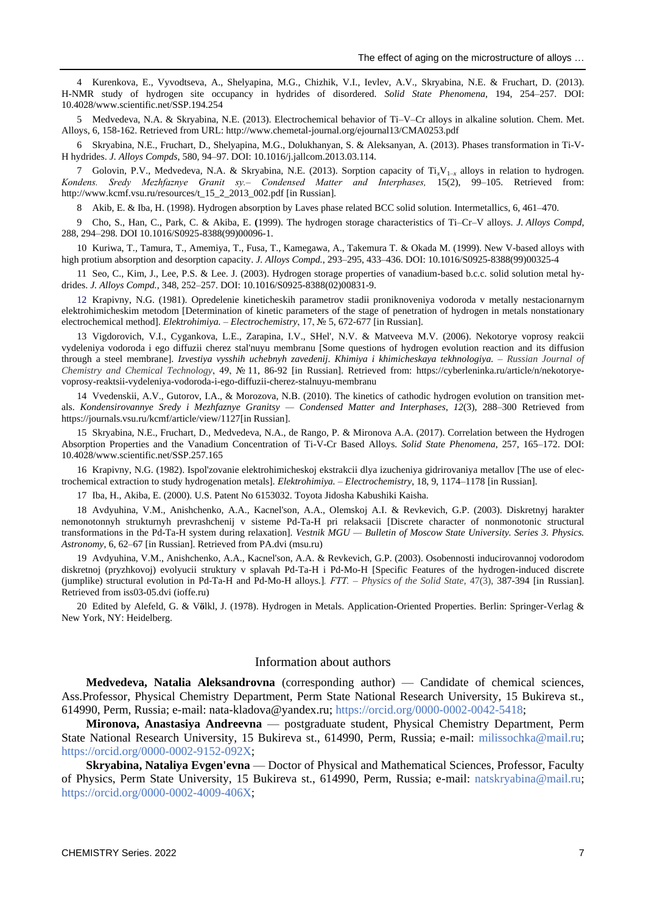4 Kurenkova, E., Vyvodtseva, A., Shelyapina, M.G., Chizhik, V.I., Ievlev, A.V., Skryabina, N.E. & Fruchart, D. (2013). H-NMR study of hydrogen site occupancy in hydrides of disordered. *Solid State Phenomena*, 194, 254–257. DOI: 10.4028/www.scientific.net/SSP.194.254

5 Medvedeva, N.A. & Skryabina, N.E. (2013). Electrochemical behavior of Ti–V–Cr alloys in alkaline solution. Chem. Met. Alloys, 6, 158-162. Retrieved from URL: http://www.chemetal-journal.org/ejournal13/CMA0253.pdf

6 Skryabina, N.E., Fruchart, D., Shelyapina, M.G., Dolukhanyan, S. & Aleksanyan, A. (2013). Phases transformation in Ti-V-H hydrides. *J. Alloys Compds*, 580, 94–97. DOI: 10.1016/j.jallcom.2013.03.114.

7 Golovin, P.V., Medvedeva, N.A. & Skryabina, N.E. (2013). Sorption capacity of $Ti_xV_{1-x}$ alloys in relation to hydrogen. *Kondens. Sredy Mezhfaznye Granit sy.– Condensed Matter and Interphases,* 15(2), 99–105. Retrieved from: http://www.kcmf.vsu.ru/resources/t_15_2_2013_002.pdf [in Russian].

8 Akib, E. & Iba, H. (1998). Hydrogen absorption by Laves phase related BCC solid solution. Intermetallics, 6, 461–470.

9 Cho, S., Han, C., Park, C. & Akiba, E. (1999). The hydrogen storage characteristics of Ti–Cr–V alloys. *J. Alloys Compd*, 288, 294–298. DOI 10.1016/S0925-8388(99)00096-1.

10 Kuriwa, T., Tamura, T., Amemiya, T., Fusa, T., Kamegawa, A., Takemura T. & Okada M. (1999). New V-based alloys with high protium absorption and desorption capacity. *J. Alloys Compd.*, 293–295, 433–436. DOI: 10.1016/S0925-8388(99)00325-4

11 Seo, C., Kim, J., Lee, P.S. & Lee. J. (2003). Hydrogen storage properties of vanadium-based b.c.c. solid solution metal hydrides. *J. Alloys Compd.*, 348, 252–257. DOI: 10.1016/S0925-8388(02)00831-9.

12 Krapivny, N.G. (1981). Opredelenie kineticheskih parametrov stadii proniknoveniya vodoroda v metally nestacionarnym elektrohimicheskim metodom [Determination of kinetic parameters of the stage of penetration of hydrogen in metals nonstationary electrochemical method]. *Elektrohimiya. – Electrochemistry*, 17, № 5, 672-677 [in Russian].

13 Vigdorovich, V.I., Cygankova, L.E., Zarapina, I.V., SHel', N.V. & Matveeva M.V. (2006). Nekotorye voprosy reakcii vydeleniya vodoroda i ego diffuzii cherez stal'nuyu membranu [Some questions of hydrogen evolution reaction and its diffusion through a steel membrane]. *Izvestiya vysshih uchebnyh zavedenij. Khimiya i khimicheskaya tekhnologiya. – Russian Journal of Chemistry and Chemical Technology*, 49, № 11, 86-92 [in Russian]. Retrieved from: https://cyberleninka.ru/article/n/nekotorye-voprosy-reaktsii-vydeleniya-vodoroda-i-ego-diffuzii-cherez-stalnuyu-membranu

14 Vvedenskii, A.V., Gutorov, I.A., & Morozova, N.B. (2010). The kinetics of cathodic hydrogen evolution on transition metals. *Kondensirovannye Sredy i Mezhfaznye Granitsy — Condensed Matter and Interphases, 12*(3), 288–300 Retrieved from https://journals.vsu.ru/kcmf/article/view/1127[in Russian].

15 Skryabina, N.E., Fruchart, D., Medvedeva, N.A., de Rango, P. & Mironova A.A. (2017). Correlation between the Hydrogen Absorption Properties and the Vanadium Concentration of Ti-V-Cr Based Alloys. *Solid State Phenomena*, 257, 165–172. DOI: 10.4028/www.scientific.net/SSP.257.165

16 Krapivny, N.G. (1982). Ispol'zovanie elektrohimicheskoj ekstrakcii dlya izucheniya gidrirovaniya metallov [The use of electrochemical extraction to study hydrogenation metals]. *Elektrohimiya. – Electrochemistry*, 18, 9, 1174–1178 [in Russian].

17 Iba, H., Akiba, E. (2000). U.S. Patent No 6153032. Toyota Jidosha Kabushiki Kaisha.

18 Avdyuhina, V.M., Anishchenko, A.A., Kacnel'son, A.A., Olemskoj A.I. & Revkevich, G.P. (2003). Diskretnyj harakter nemonotonnyh strukturnyh prevrashchenij v sisteme Pd-Ta-H pri relaksacii [Discrete character of nonmonotonic structural transformations in the Pd-Ta-H system during relaxation]. *Vestnik MGU — Bulletin of Moscow State University. Series 3. Physics. Astronomy*, 6, 62–67 [in Russian]. Retrieved from PA.dvi (msu.ru)

19 Avdyuhina, V.M., Anishchenko, A.A., Kacnel'son, A.A. & Revkevich, G.P. (2003). Osobennosti inducirovannoj vodorodom diskretnoj (pryzhkovoj) evolyucii struktury v splavah Pd-Ta-H i Pd-Mo-H [Specific Features of the hydrogen-induced discrete (jumplike) structural evolution in Pd-Ta-H and Pd-Mo-H alloys.]*. FTT. – Physics of the Solid State*, 47(3), 387-394 [in Russian]. Retrieved from iss03-05.dvi (ioffe.ru)

20 Edited by Alefeld, G. & Völkl, J. (1978). Hydrogen in Metals. Application-Oriented Properties. Berlin: Springer-Verlag & New York, NY: Heidelberg.

## Information about authors

**Medvedeva, Natalia Aleksandrovna** (corresponding author) — Candidate of chemical sciences, Ass.Professor, Physical Chemistry Department, Perm State National Research University, 15 Bukireva st., 614990, Perm, Russia; e-mail: nata-kladova@yandex.ru; https://orcid.org/0000-0002-0042-5418;

**Mironova, Anastasiya Andreevna** — postgraduate student, Physical Chemistry Department, Perm State National Research University, 15 Bukireva st., 614990, Perm, Russia; e-mail: milissochka@mail.ru; https://orcid.org/0000-0002-9152-092X;

**Skryabina, Nataliya Evgen'evna** — Doctor of Physical and Mathematical Sciences, Professor, Faculty of Physics, Perm State University, 15 Bukireva st., 614990, Perm, Russia; e-mail: natskryabina@mail.ru; https://orcid.org/0000-0002-4009-406X;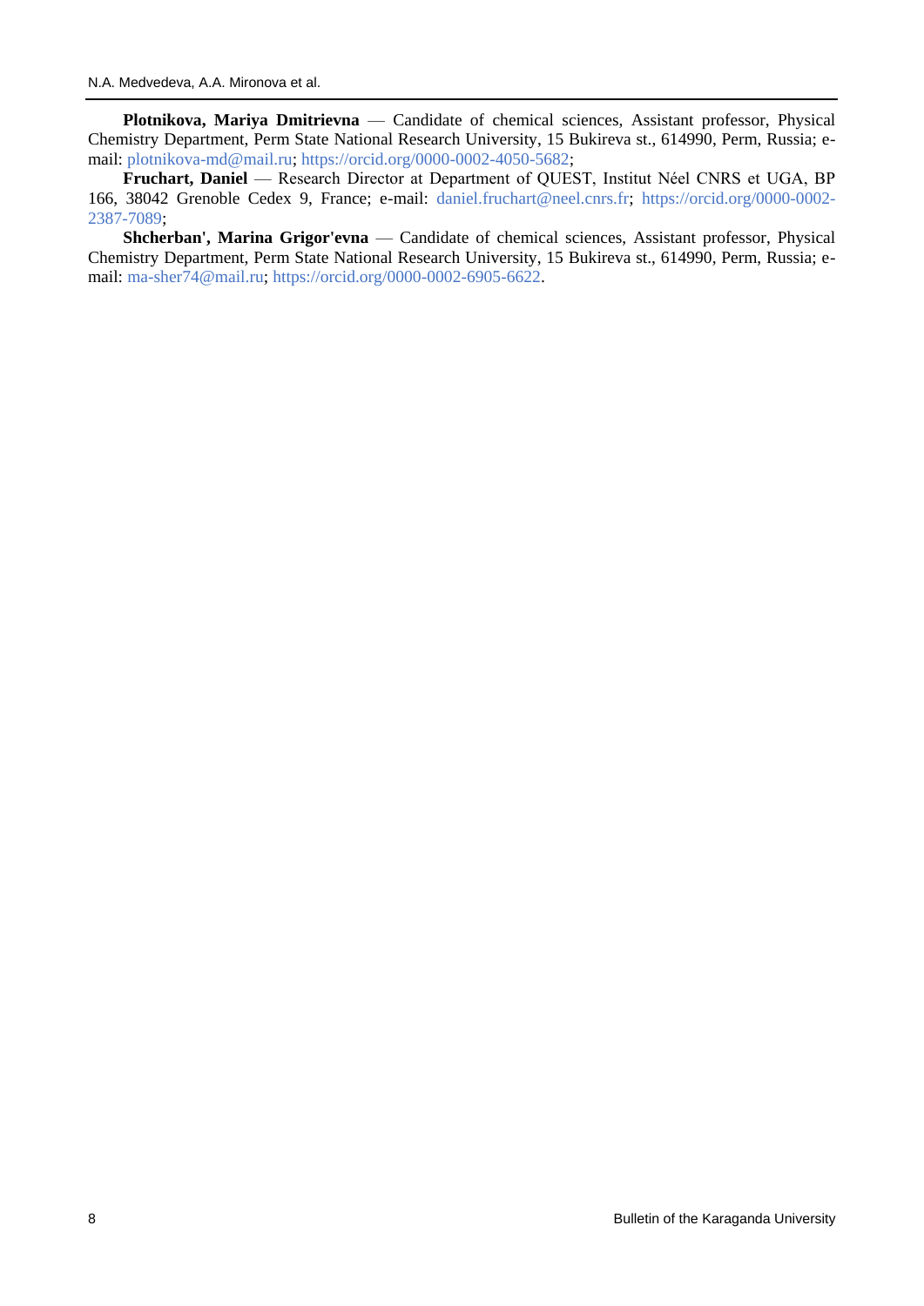**Plotnikova, Mariya Dmitrievna** — Candidate of chemical sciences, Assistant professor, Physical Chemistry Department, Perm State National Research University, 15 Bukireva st., 614990, Perm, Russia; e-mail: plotnikova-md@mail.ru; https://orcid.org/0000-0002-4050-5682;

**Fruchart, Daniel** — Research Director at Department of QUEST, Institut Néel CNRS et UGA, BP 166, 38042 Grenoble Cedex 9, France; e-mail: daniel.fruchart@neel.cnrs.fr; https://orcid.org/0000-0002-2387-7089;

**Shcherban', Marina Grigor'evna** — Candidate of chemical sciences, Assistant professor, Physical Chemistry Department, Perm State National Research University, 15 Bukireva st., 614990, Perm, Russia; e-mail: ma-sher74@mail.ru; https://orcid.org/0000-0002-6905-6622.